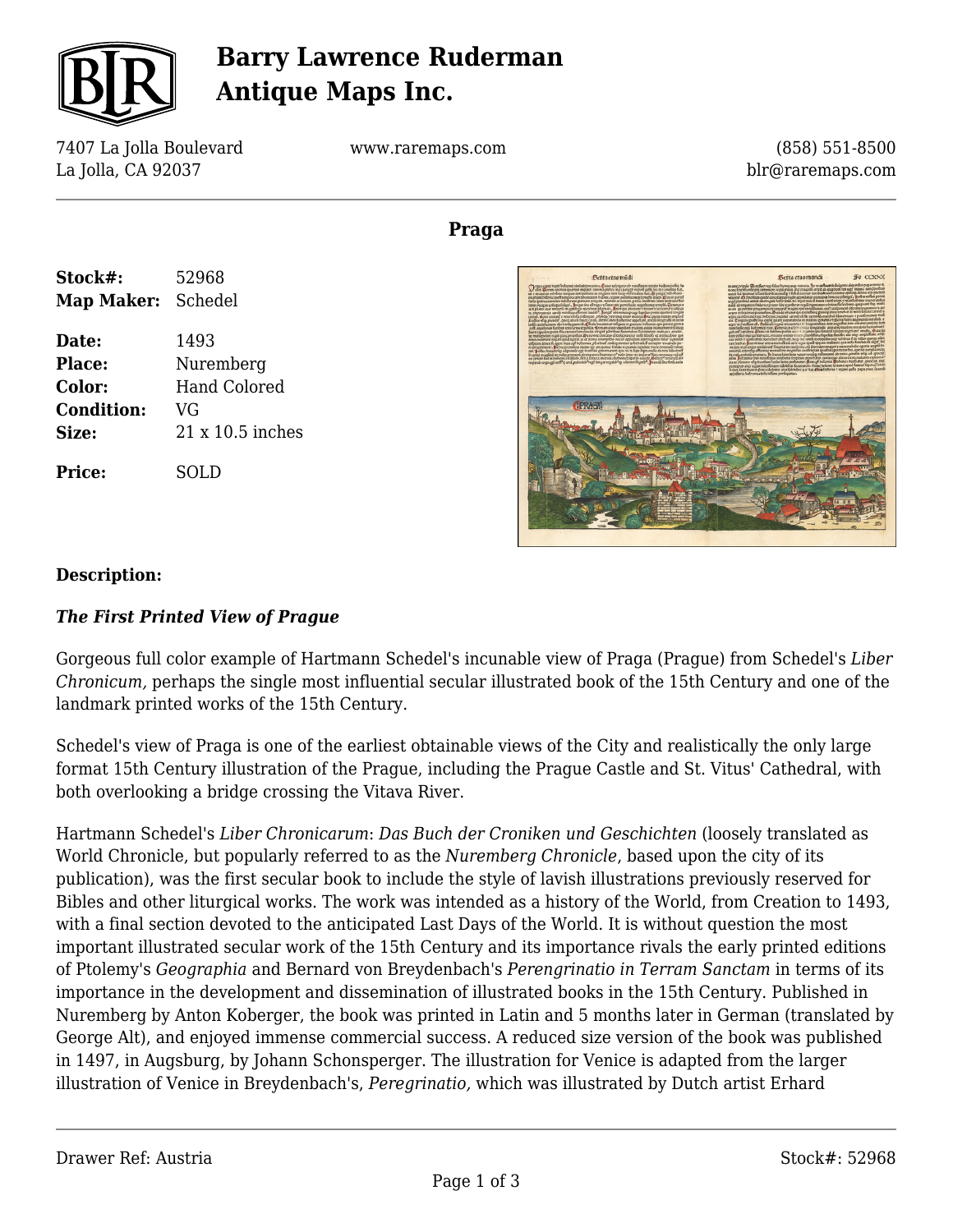# Barry Lawrence Ruderman Antique Maps Inc.

7407 La Jolla Boulevard
La Jolla, CA 92037

www.raremaps.com

(858) 551-8500
blr@raremaps.com

**Praga**

| | |
|---|---|
| **Stock#:** | 52968 |
| **Map Maker:** | Schedel |
| **Date:** | 1493 |
| **Place:** | Nuremberg |
| **Color:** | Hand Colored |
| **Condition:** | VG |
| **Size:** | 21 x 10.5 inches |
| **Price:** | SOLD |

**Description:**

***The First Printed View of Prague***

Gorgeous full color example of Hartmann Schedel's incunable view of Praga (Prague) from Schedel's *Liber Chronicum,* perhaps the single most influential secular illustrated book of the 15th Century and one of the landmark printed works of the 15th Century.

Schedel's view of Praga is one of the earliest obtainable views of the City and realistically the only large format 15th Century illustration of the Prague, including the Prague Castle and St. Vitus' Cathedral, with both overlooking a bridge crossing the Vitava River.

Hartmann Schedel's *Liber Chronicarum*: *Das Buch der Croniken und Geschichten* (loosely translated as World Chronicle, but popularly referred to as the *Nuremberg Chronicle*, based upon the city of its publication), was the first secular book to include the style of lavish illustrations previously reserved for Bibles and other liturgical works. The work was intended as a history of the World, from Creation to 1493, with a final section devoted to the anticipated Last Days of the World. It is without question the most important illustrated secular work of the 15th Century and its importance rivals the early printed editions of Ptolemy's *Geographia* and Bernard von Breydenbach's *Perengrinatio in Terram Sanctam* in terms of its importance in the development and dissemination of illustrated books in the 15th Century. Published in Nuremberg by Anton Koberger, the book was printed in Latin and 5 months later in German (translated by George Alt), and enjoyed immense commercial success. A reduced size version of the book was published in 1497, in Augsburg, by Johann Schonsperger. The illustration for Venice is adapted from the larger illustration of Venice in Breydenbach's, *Peregrinatio,* which was illustrated by Dutch artist Erhard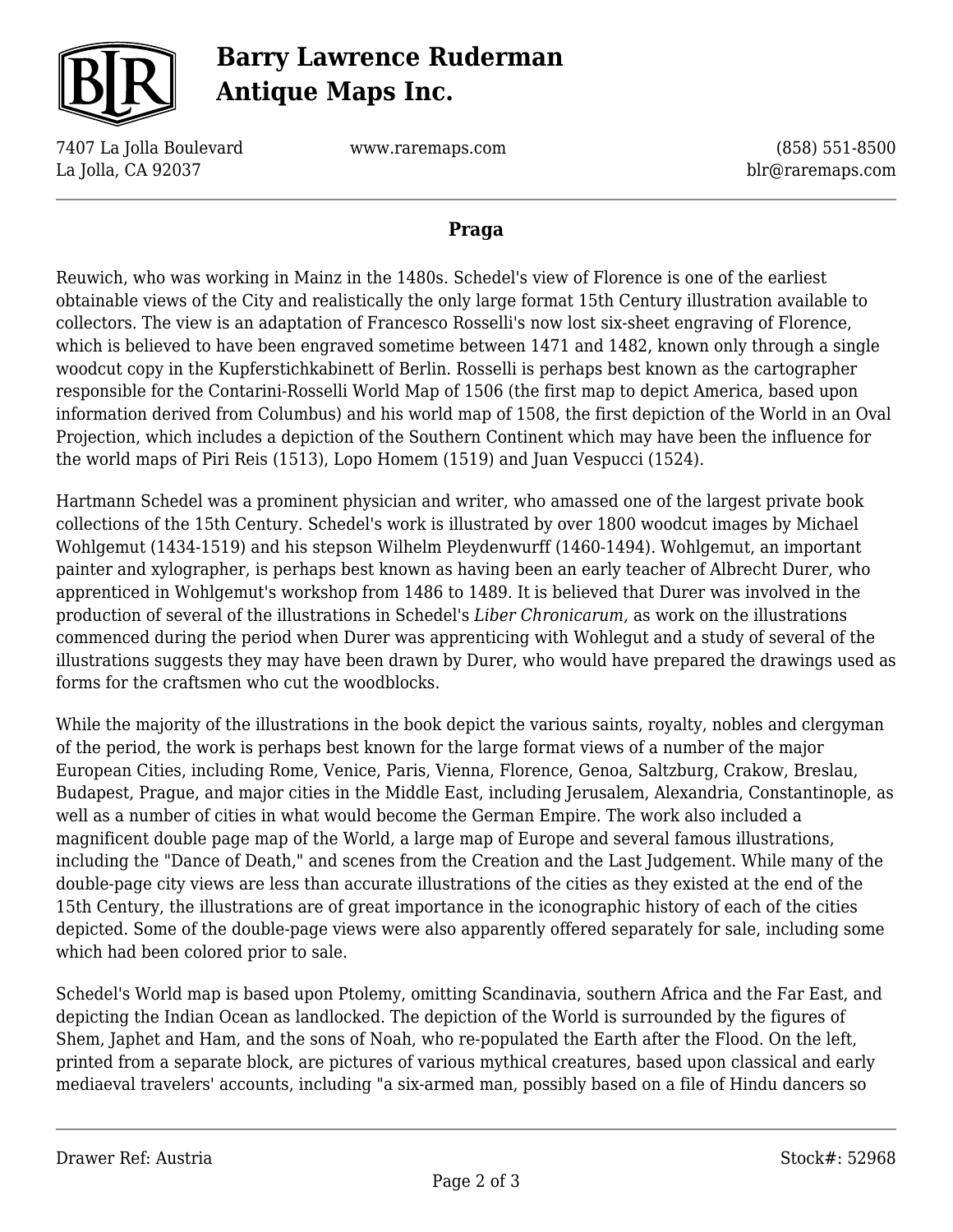Reuwich, who was working in Mainz in the 1480s. Schedel's view of Florence is one of the earliest obtainable views of the City and realistically the only large format 15th Century illustration available to collectors. The view is an adaptation of Francesco Rosselli's now lost six-sheet engraving of Florence, which is believed to have been engraved sometime between 1471 and 1482, known only through a single woodcut copy in the Kupferstichkabinett of Berlin. Rosselli is perhaps best known as the cartographer responsible for the Contarini-Rosselli World Map of 1506 (the first map to depict America, based upon information derived from Columbus) and his world map of 1508, the first depiction of the World in an Oval Projection, which includes a depiction of the Southern Continent which may have been the influence for the world maps of Piri Reis (1513), Lopo Homem (1519) and Juan Vespucci (1524).

Hartmann Schedel was a prominent physician and writer, who amassed one of the largest private book collections of the 15th Century. Schedel's work is illustrated by over 1800 woodcut images by Michael Wohlgemut (1434-1519) and his stepson Wilhelm Pleydenwurff (1460-1494). Wohlgemut, an important painter and xylographer, is perhaps best known as having been an early teacher of Albrecht Durer, who apprenticed in Wohlgemut's workshop from 1486 to 1489. It is believed that Durer was involved in the production of several of the illustrations in Schedel's *Liber Chronicarum,* as work on the illustrations commenced during the period when Durer was apprenticing with Wohlegut and a study of several of the illustrations suggests they may have been drawn by Durer, who would have prepared the drawings used as forms for the craftsmen who cut the woodblocks.

While the majority of the illustrations in the book depict the various saints, royalty, nobles and clergyman of the period, the work is perhaps best known for the large format views of a number of the major European Cities, including Rome, Venice, Paris, Vienna, Florence, Genoa, Saltzburg, Crakow, Breslau, Budapest, Prague, and major cities in the Middle East, including Jerusalem, Alexandria, Constantinople, as well as a number of cities in what would become the German Empire. The work also included a magnificent double page map of the World, a large map of Europe and several famous illustrations, including the "Dance of Death," and scenes from the Creation and the Last Judgement. While many of the double-page city views are less than accurate illustrations of the cities as they existed at the end of the 15th Century, the illustrations are of great importance in the iconographic history of each of the cities depicted. Some of the double-page views were also apparently offered separately for sale, including some which had been colored prior to sale.

Schedel's World map is based upon Ptolemy, omitting Scandinavia, southern Africa and the Far East, and depicting the Indian Ocean as landlocked. The depiction of the World is surrounded by the figures of Shem, Japhet and Ham, and the sons of Noah, who re-populated the Earth after the Flood. On the left, printed from a separate block, are pictures of various mythical creatures, based upon classical and early mediaeval travelers' accounts, including "a six-armed man, possibly based on a file of Hindu dancers so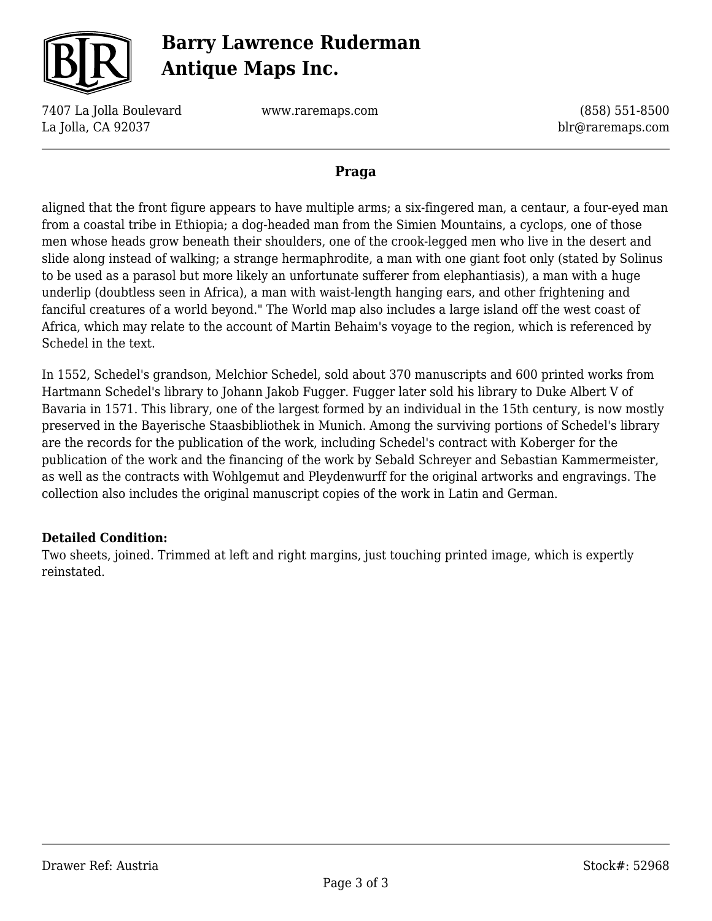aligned that the front figure appears to have multiple arms; a six-fingered man, a centaur, a four-eyed man from a coastal tribe in Ethiopia; a dog-headed man from the Simien Mountains, a cyclops, one of those men whose heads grow beneath their shoulders, one of the crook-legged men who live in the desert and slide along instead of walking; a strange hermaphrodite, a man with one giant foot only (stated by Solinus to be used as a parasol but more likely an unfortunate sufferer from elephantiasis), a man with a huge underlip (doubtless seen in Africa), a man with waist-length hanging ears, and other frightening and fanciful creatures of a world beyond." The World map also includes a large island off the west coast of Africa, which may relate to the account of Martin Behaim's voyage to the region, which is referenced by Schedel in the text.

In 1552, Schedel's grandson, Melchior Schedel, sold about 370 manuscripts and 600 printed works from Hartmann Schedel's library to Johann Jakob Fugger. Fugger later sold his library to Duke Albert V of Bavaria in 1571. This library, one of the largest formed by an individual in the 15th century, is now mostly preserved in the Bayerische Staasbibliothek in Munich. Among the surviving portions of Schedel's library are the records for the publication of the work, including Schedel's contract with Koberger for the publication of the work and the financing of the work by Sebald Schreyer and Sebastian Kammermeister, as well as the contracts with Wohlgemut and Pleydenwurff for the original artworks and engravings. The collection also includes the original manuscript copies of the work in Latin and German.

**Detailed Condition:**

Two sheets, joined. Trimmed at left and right margins, just touching printed image, which is expertly reinstated.